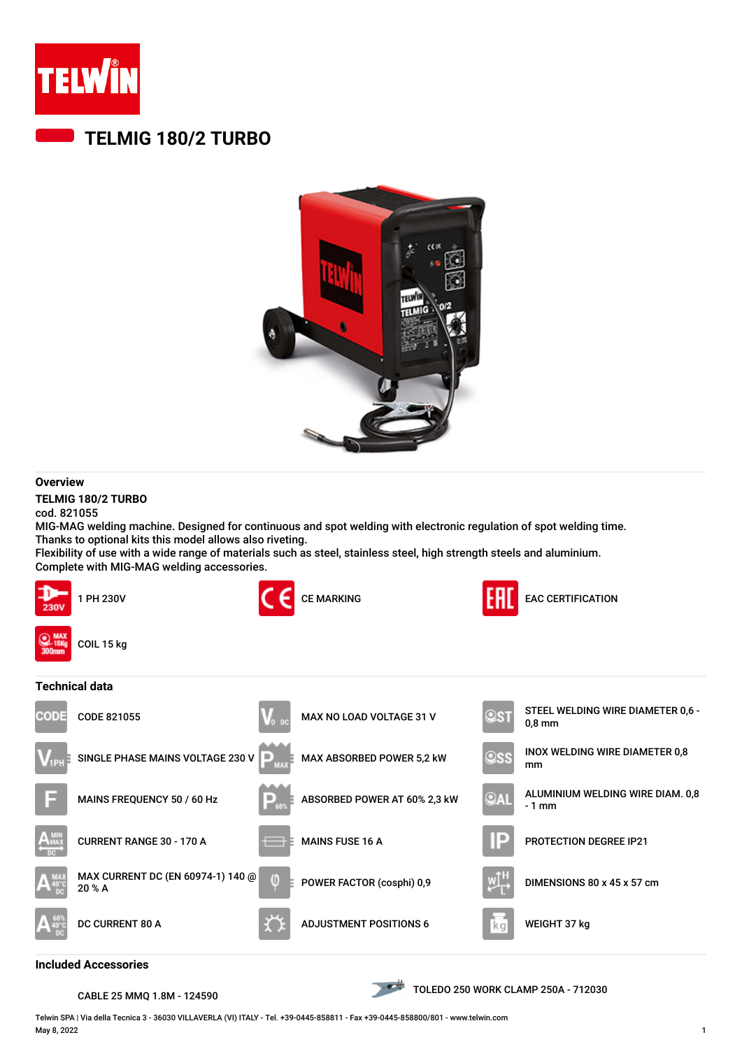# TELMIG 180/2 TURBO

## Overview

**TELMIG 180/2 TURBO**
cod. 821055
MIG-MAG welding machine. Designed for continuous and spot welding with electronic regulation of spot welding time.
Thanks to optional kits this model allows also riveting.
Flexibility of use with a wide range of materials such as steel, stainless steel, high strength steels and aluminium.
Complete with MIG-MAG welding accessories.

- 1 PH 230V
- CE MARKING
- EAC CERTIFICATION
- COIL 15 kg

## Technical data

| | | |
|---|---|---|
| CODE 821055 | MAX NO LOAD VOLTAGE 31 V | STEEL WELDING WIRE DIAMETER 0,6 - 0,8 mm |
| SINGLE PHASE MAINS VOLTAGE 230 V | MAX ABSORBED POWER 5,2 kW | INOX WELDING WIRE DIAMETER 0,8 mm |
| MAINS FREQUENCY 50 / 60 Hz | ABSORBED POWER AT 60% 2,3 kW | ALUMINIUM WELDING WIRE DIAM. 0,8 - 1 mm |
| CURRENT RANGE 30 - 170 A | MAINS FUSE 16 A | PROTECTION DEGREE IP21 |
| MAX CURRENT DC (EN 60974-1) 140 @ 20 % A | POWER FACTOR (cosphi) 0,9 | DIMENSIONS 80 x 45 x 57 cm |
| DC CURRENT 80 A | ADJUSTMENT POSITIONS 6 | WEIGHT 37 kg |

## Included Accessories

- CABLE 25 MMQ 1.8M - 124590
- TOLEDO 250 WORK CLAMP 250A - 712030

Telwin SPA | Via della Tecnica 3 - 36030 VILLAVERLA (VI) ITALY - Tel. +39-0445-858811 - Fax +39-0445-858800/801 - www.telwin.com
May 8, 2022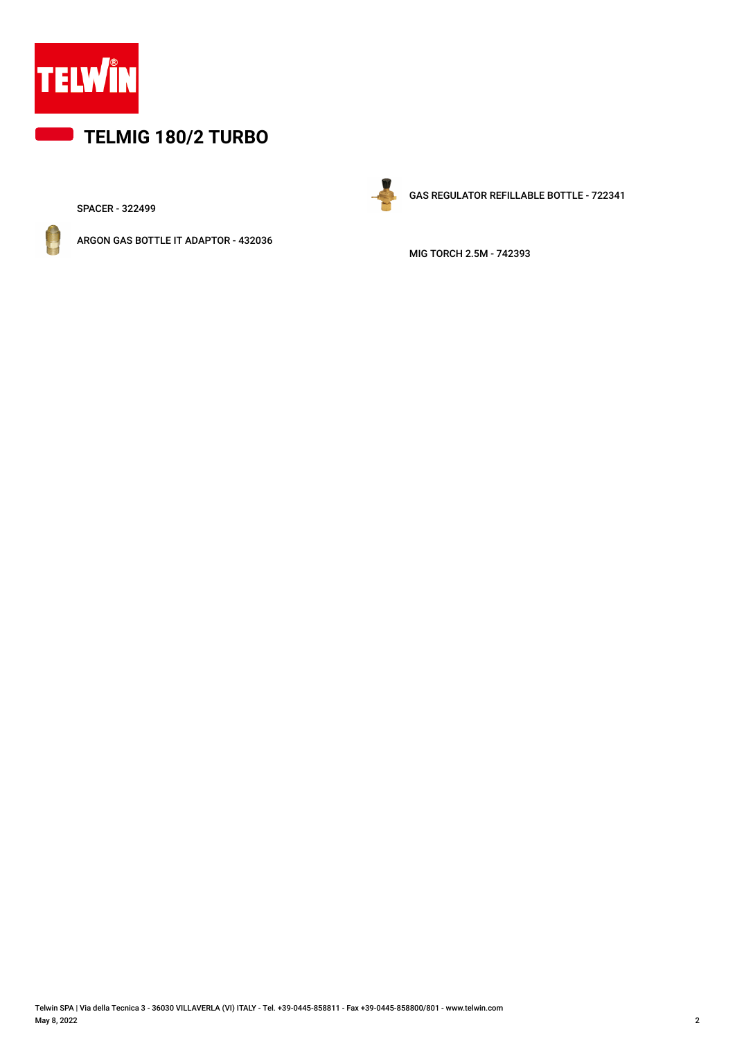# TELMIG 180/2 TURBO

SPACER - 322499

ARGON GAS BOTTLE IT ADAPTOR - 432036

GAS REGULATOR REFILLABLE BOTTLE - 722341

MIG TORCH 2.5M - 742393

Telwin SPA | Via della Tecnica 3 - 36030 VILLAVERLA (VI) ITALY - Tel. +39-0445-858811 - Fax +39-0445-858800/801 - www.telwin.com
May 8, 2022